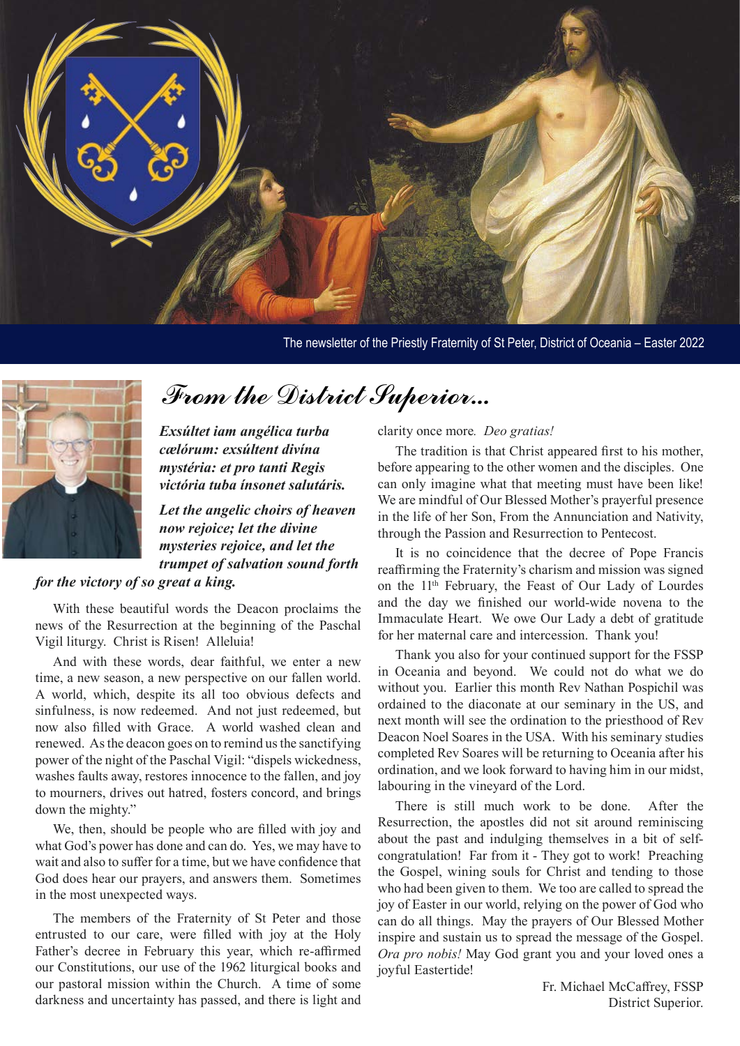The newsletter of the Priestly Fraternity of St Peter, District of Oceania – Easter 2022

# From the District Superior...

***Exsúltet iam angélica turba cælórum: exsúltent divína mystéria: et pro tanti Regis victória tuba ínsonet salutáris.***

***Let the angelic choirs of heaven now rejoice; let the divine mysteries rejoice, and let the trumpet of salvation sound forth for the victory of so great a king.***

With these beautiful words the Deacon proclaims the news of the Resurrection at the beginning of the Paschal Vigil liturgy. Christ is Risen! Alleluia!

And with these words, dear faithful, we enter a new time, a new season, a new perspective on our fallen world. A world, which, despite its all too obvious defects and sinfulness, is now redeemed. And not just redeemed, but now also filled with Grace. A world washed clean and renewed. As the deacon goes on to remind us the sanctifying power of the night of the Paschal Vigil: "dispels wickedness, washes faults away, restores innocence to the fallen, and joy to mourners, drives out hatred, fosters concord, and brings down the mighty."

We, then, should be people who are filled with joy and what God's power has done and can do. Yes, we may have to wait and also to suffer for a time, but we have confidence that God does hear our prayers, and answers them. Sometimes in the most unexpected ways.

The members of the Fraternity of St Peter and those entrusted to our care, were filled with joy at the Holy Father's decree in February this year, which re-affirmed our Constitutions, our use of the 1962 liturgical books and our pastoral mission within the Church. A time of some darkness and uncertainty has passed, and there is light and clarity once more. *Deo gratias!*

The tradition is that Christ appeared first to his mother, before appearing to the other women and the disciples. One can only imagine what that meeting must have been like! We are mindful of Our Blessed Mother's prayerful presence in the life of her Son, From the Annunciation and Nativity, through the Passion and Resurrection to Pentecost.

It is no coincidence that the decree of Pope Francis reaffirming the Fraternity's charism and mission was signed on the 11th February, the Feast of Our Lady of Lourdes and the day we finished our world-wide novena to the Immaculate Heart. We owe Our Lady a debt of gratitude for her maternal care and intercession. Thank you!

Thank you also for your continued support for the FSSP in Oceania and beyond. We could not do what we do without you. Earlier this month Rev Nathan Pospichil was ordained to the diaconate at our seminary in the US, and next month will see the ordination to the priesthood of Rev Deacon Noel Soares in the USA. With his seminary studies completed Rev Soares will be returning to Oceania after his ordination, and we look forward to having him in our midst, labouring in the vineyard of the Lord.

There is still much work to be done. After the Resurrection, the apostles did not sit around reminiscing about the past and indulging themselves in a bit of self-congratulation! Far from it - They got to work! Preaching the Gospel, wining souls for Christ and tending to those who had been given to them. We too are called to spread the joy of Easter in our world, relying on the power of God who can do all things. May the prayers of Our Blessed Mother inspire and sustain us to spread the message of the Gospel. *Ora pro nobis!* May God grant you and your loved ones a joyful Eastertide!

Fr. Michael McCaffrey, FSSP  
District Superior.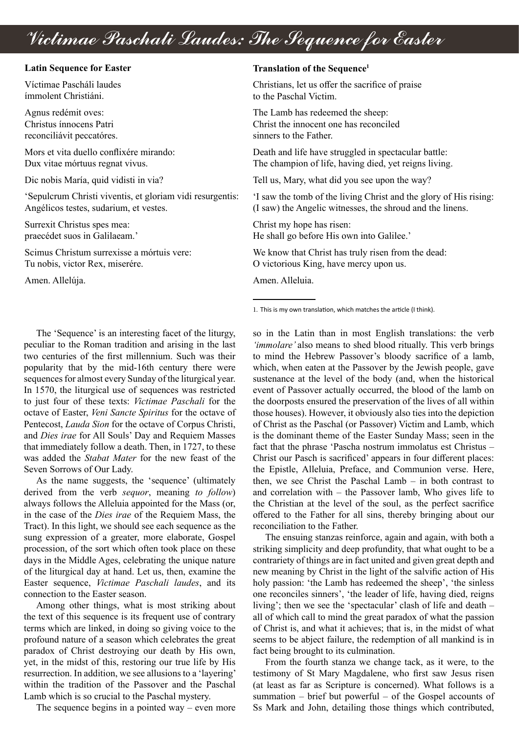# Victimae Paschali Laudes: The Sequence for Easter

**Latin Sequence for Easter**

Víctimae Pascháli laudes
ímmolent Christiáni.

Agnus redémit oves:
Christus ínnocens Patri
reconciliávit peccatóres.

Mors et vita duello conflixére mirando:
Dux vitae mórtuus regnat vivus.

Dic nobis María, quid vidisti in via?

'Sepulcrum Christi viventis, et gloriam vidi resurgentis:
Angélicos testes, sudarium, et vestes.

Surrexit Christus spes mea:
praecédet suos in Galilaeam.'

Scimus Christum surrexisse a mórtuis vere:
Tu nobis, victor Rex, miserére.

Amen. Allelúja.

**Translation of the Sequence**[1]

Christians, let us offer the sacrifice of praise
to the Paschal Victim.

The Lamb has redeemed the sheep:
Christ the innocent one has reconciled
sinners to the Father.

Death and life have struggled in spectacular battle:
The champion of life, having died, yet reigns living.

Tell us, Mary, what did you see upon the way?

'I saw the tomb of the living Christ and the glory of His rising:
(I saw) the Angelic witnesses, the shroud and the linens.

Christ my hope has risen:
He shall go before His own into Galilee.'

We know that Christ has truly risen from the dead:
O victorious King, have mercy upon us.

Amen. Alleluia.

1. This is my own translation, which matches the article (I think).

The 'Sequence' is an interesting facet of the liturgy, peculiar to the Roman tradition and arising in the last two centuries of the first millennium. Such was their popularity that by the mid-16th century there were sequences for almost every Sunday of the liturgical year. In 1570, the liturgical use of sequences was restricted to just four of these texts: *Victimae Paschali* for the octave of Easter, *Veni Sancte Spiritus* for the octave of Pentecost, *Lauda Sion* for the octave of Corpus Christi, and *Dies irae* for All Souls' Day and Requiem Masses that immediately follow a death. Then, in 1727, to these was added the *Stabat Mater* for the new feast of the Seven Sorrows of Our Lady.

As the name suggests, the 'sequence' (ultimately derived from the verb *sequor*, meaning *to follow*) always follows the Alleluia appointed for the Mass (or, in the case of the *Dies irae* of the Requiem Mass, the Tract). In this light, we should see each sequence as the sung expression of a greater, more elaborate, Gospel procession, of the sort which often took place on these days in the Middle Ages, celebrating the unique nature of the liturgical day at hand. Let us, then, examine the Easter sequence, *Victimae Paschali laudes*, and its connection to the Easter season.

Among other things, what is most striking about the text of this sequence is its frequent use of contrary terms which are linked, in doing so giving voice to the profound nature of a season which celebrates the great paradox of Christ destroying our death by His own, yet, in the midst of this, restoring our true life by His resurrection. In addition, we see allusions to a 'layering' within the tradition of the Passover and the Paschal Lamb which is so crucial to the Paschal mystery.

The sequence begins in a pointed way – even more so in the Latin than in most English translations: the verb *'immolare'* also means to shed blood ritually. This verb brings to mind the Hebrew Passover's bloody sacrifice of a lamb, which, when eaten at the Passover by the Jewish people, gave sustenance at the level of the body (and, when the historical event of Passover actually occurred, the blood of the lamb on the doorposts ensured the preservation of the lives of all within those houses). However, it obviously also ties into the depiction of Christ as the Paschal (or Passover) Victim and Lamb, which is the dominant theme of the Easter Sunday Mass; seen in the fact that the phrase 'Pascha nostrum immolatus est Christus – Christ our Pasch is sacrificed' appears in four different places: the Epistle, Alleluia, Preface, and Communion verse. Here, then, we see Christ the Paschal Lamb – in both contrast to and correlation with – the Passover lamb, Who gives life to the Christian at the level of the soul, as the perfect sacrifice offered to the Father for all sins, thereby bringing about our reconciliation to the Father.

The ensuing stanzas reinforce, again and again, with both a striking simplicity and deep profundity, that what ought to be a contrariety of things are in fact united and given great depth and new meaning by Christ in the light of the salvific action of His holy passion: 'the Lamb has redeemed the sheep', 'the sinless one reconciles sinners', 'the leader of life, having died, reigns living'; then we see the 'spectacular' clash of life and death – all of which call to mind the great paradox of what the passion of Christ is, and what it achieves; that is, in the midst of what seems to be abject failure, the redemption of all mankind is in fact being brought to its culmination.

From the fourth stanza we change tack, as it were, to the testimony of St Mary Magdalene, who first saw Jesus risen (at least as far as Scripture is concerned). What follows is a summation – brief but powerful – of the Gospel accounts of Ss Mark and John, detailing those things which contributed,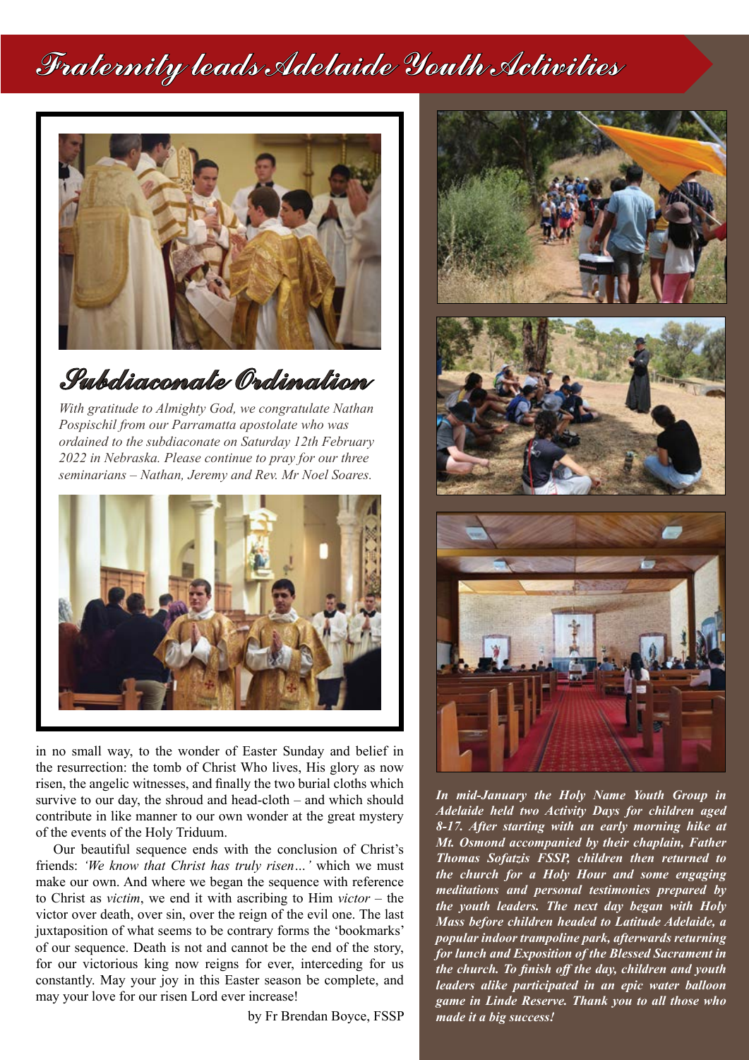# Fraternity leads Adelaide Youth Activities

## Subdiaconate Ordination

*With gratitude to Almighty God, we congratulate Nathan Pospischil from our Parramatta apostolate who was ordained to the subdiaconate on Saturday 12th February 2022 in Nebraska. Please continue to pray for our three seminarians – Nathan, Jeremy and Rev. Mr Noel Soares.*

in no small way, to the wonder of Easter Sunday and belief in the resurrection: the tomb of Christ Who lives, His glory as now risen, the angelic witnesses, and finally the two burial cloths which survive to our day, the shroud and head-cloth – and which should contribute in like manner to our own wonder at the great mystery of the events of the Holy Triduum.

Our beautiful sequence ends with the conclusion of Christ's friends: *'We know that Christ has truly risen…'* which we must make our own. And where we began the sequence with reference to Christ as *victim*, we end it with ascribing to Him *victor* – the victor over death, over sin, over the reign of the evil one. The last juxtaposition of what seems to be contrary forms the 'bookmarks' of our sequence. Death is not and cannot be the end of the story, for our victorious king now reigns for ever, interceding for us constantly. May your joy in this Easter season be complete, and may your love for our risen Lord ever increase!

by Fr Brendan Boyce, FSSP

***In mid-January the Holy Name Youth Group in Adelaide held two Activity Days for children aged 8-17. After starting with an early morning hike at Mt. Osmond accompanied by their chaplain, Father Thomas Sofatzis FSSP, children then returned to the church for a Holy Hour and some engaging meditations and personal testimonies prepared by the youth leaders. The next day began with Holy Mass before children headed to Latitude Adelaide, a popular indoor trampoline park, afterwards returning for lunch and Exposition of the Blessed Sacrament in the church. To finish off the day, children and youth leaders alike participated in an epic water balloon game in Linde Reserve. Thank you to all those who made it a big success!***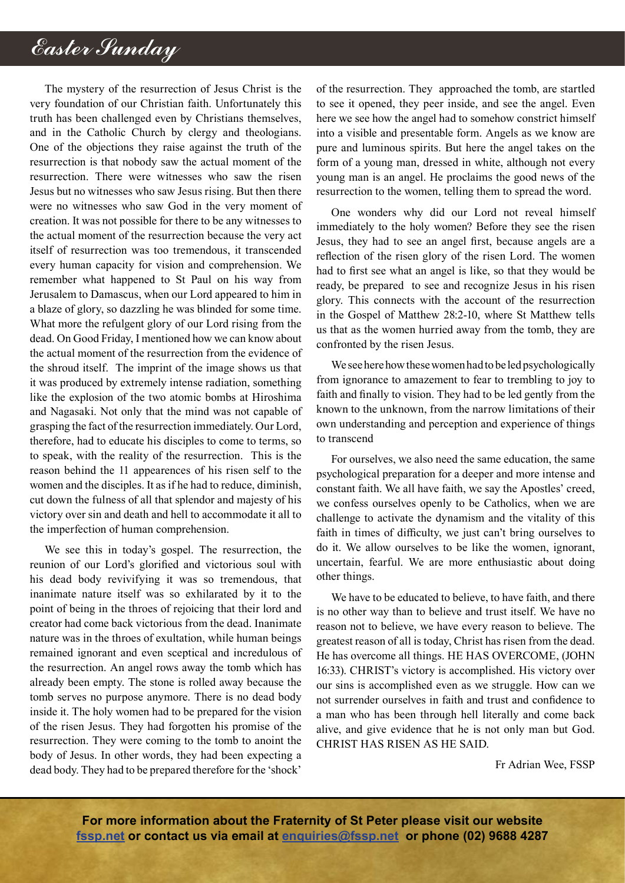# Easter Sunday

The mystery of the resurrection of Jesus Christ is the very foundation of our Christian faith. Unfortunately this truth has been challenged even by Christians themselves, and in the Catholic Church by clergy and theologians. One of the objections they raise against the truth of the resurrection is that nobody saw the actual moment of the resurrection. There were witnesses who saw the risen Jesus but no witnesses who saw Jesus rising. But then there were no witnesses who saw God in the very moment of creation. It was not possible for there to be any witnesses to the actual moment of the resurrection because the very act itself of resurrection was too tremendous, it transcended every human capacity for vision and comprehension. We remember what happened to St Paul on his way from Jerusalem to Damascus, when our Lord appeared to him in a blaze of glory, so dazzling he was blinded for some time. What more the refulgent glory of our Lord rising from the dead. On Good Friday, I mentioned how we can know about the actual moment of the resurrection from the evidence of the shroud itself. The imprint of the image shows us that it was produced by extremely intense radiation, something like the explosion of the two atomic bombs at Hiroshima and Nagasaki. Not only that the mind was not capable of grasping the fact of the resurrection immediately. Our Lord, therefore, had to educate his disciples to come to terms, so to speak, with the reality of the resurrection. This is the reason behind the 11 appearences of his risen self to the women and the disciples. It as if he had to reduce, diminish, cut down the fulness of all that splendor and majesty of his victory over sin and death and hell to accommodate it all to the imperfection of human comprehension.

We see this in today's gospel. The resurrection, the reunion of our Lord's glorified and victorious soul with his dead body revivifying it was so tremendous, that inanimate nature itself was so exhilarated by it to the point of being in the throes of rejoicing that their lord and creator had come back victorious from the dead. Inanimate nature was in the throes of exultation, while human beings remained ignorant and even sceptical and incredulous of the resurrection. An angel rows away the tomb which has already been empty. The stone is rolled away because the tomb serves no purpose anymore. There is no dead body inside it. The holy women had to be prepared for the vision of the risen Jesus. They had forgotten his promise of the resurrection. They were coming to the tomb to anoint the body of Jesus. In other words, they had been expecting a dead body. They had to be prepared therefore for the 'shock' of the resurrection. They approached the tomb, are startled to see it opened, they peer inside, and see the angel. Even here we see how the angel had to somehow constrict himself into a visible and presentable form. Angels as we know are pure and luminous spirits. But here the angel takes on the form of a young man, dressed in white, although not every young man is an angel. He proclaims the good news of the resurrection to the women, telling them to spread the word.

One wonders why did our Lord not reveal himself immediately to the holy women? Before they see the risen Jesus, they had to see an angel first, because angels are a reflection of the risen glory of the risen Lord. The women had to first see what an angel is like, so that they would be ready, be prepared to see and recognize Jesus in his risen glory. This connects with the account of the resurrection in the Gospel of Matthew 28:2-10, where St Matthew tells us that as the women hurried away from the tomb, they are confronted by the risen Jesus.

We see here how these women had to be led psychologically from ignorance to amazement to fear to trembling to joy to faith and finally to vision. They had to be led gently from the known to the unknown, from the narrow limitations of their own understanding and perception and experience of things to transcend

For ourselves, we also need the same education, the same psychological preparation for a deeper and more intense and constant faith. We all have faith, we say the Apostles' creed, we confess ourselves openly to be Catholics, when we are challenge to activate the dynamism and the vitality of this faith in times of difficulty, we just can't bring ourselves to do it. We allow ourselves to be like the women, ignorant, uncertain, fearful. We are more enthusiastic about doing other things.

We have to be educated to believe, to have faith, and there is no other way than to believe and trust itself. We have no reason not to believe, we have every reason to believe. The greatest reason of all is today, Christ has risen from the dead. He has overcome all things. HE HAS OVERCOME, (JOHN 16:33). CHRIST's victory is accomplished. His victory over our sins is accomplished even as we struggle. How can we not surrender ourselves in faith and trust and confidence to a man who has been through hell literally and come back alive, and give evidence that he is not only man but God. CHRIST HAS RISEN AS HE SAID.

Fr Adrian Wee, FSSP

**For more information about the Fraternity of St Peter please visit our website fssp.net or contact us via email at enquiries@fssp.net or phone (02) 9688 4287**